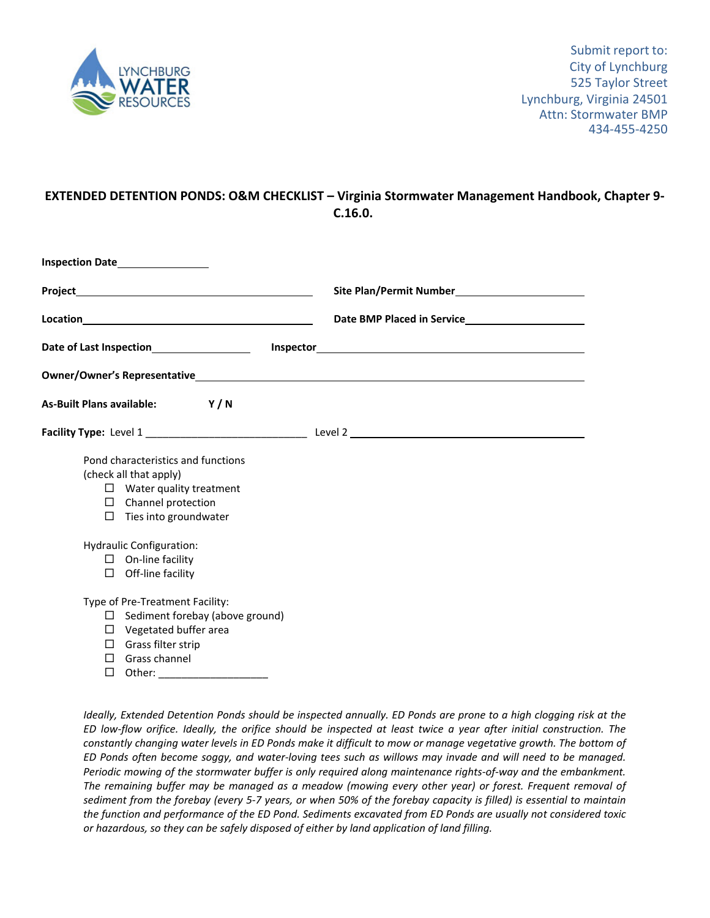LYNCHBURG WATER RESOURCES

Submit report to:
City of Lynchburg
525 Taylor Street
Lynchburg, Virginia 24501
Attn: Stormwater BMP
434-455-4250

## EXTENDED DETENTION PONDS: O&M CHECKLIST – Virginia Stormwater Management Handbook, Chapter 9-C.16.0.

**Inspection Date**________________

**Project**____________________________________________ **Site Plan/Permit Number**______________________

**Location**___________________________________________ **Date BMP Placed in Service**____________________

**Date of Last Inspection**________________ **Inspector**__________________________________________

**Owner/Owner's Representative**__________________________________________________________

**As-Built Plans available:** **Y / N**

**Facility Type:** Level 1 ___________________________ Level 2 ______________________________________

Pond characteristics and functions
(check all that apply)

- ☐ Water quality treatment
- ☐ Channel protection
- ☐ Ties into groundwater

Hydraulic Configuration:

- ☐ On-line facility
- ☐ Off-line facility

Type of Pre-Treatment Facility:

- ☐ Sediment forebay (above ground)
- ☐ Vegetated buffer area
- ☐ Grass filter strip
- ☐ Grass channel
- ☐ Other: ___________________

*Ideally, Extended Detention Ponds should be inspected annually. ED Ponds are prone to a high clogging risk at the ED low-flow orifice. Ideally, the orifice should be inspected at least twice a year after initial construction. The constantly changing water levels in ED Ponds make it difficult to mow or manage vegetative growth. The bottom of ED Ponds often become soggy, and water-loving tees such as willows may invade and will need to be managed. Periodic mowing of the stormwater buffer is only required along maintenance rights-of-way and the embankment. The remaining buffer may be managed as a meadow (mowing every other year) or forest. Frequent removal of sediment from the forebay (every 5-7 years, or when 50% of the forebay capacity is filled) is essential to maintain the function and performance of the ED Pond. Sediments excavated from ED Ponds are usually not considered toxic or hazardous, so they can be safely disposed of either by land application of land filling.*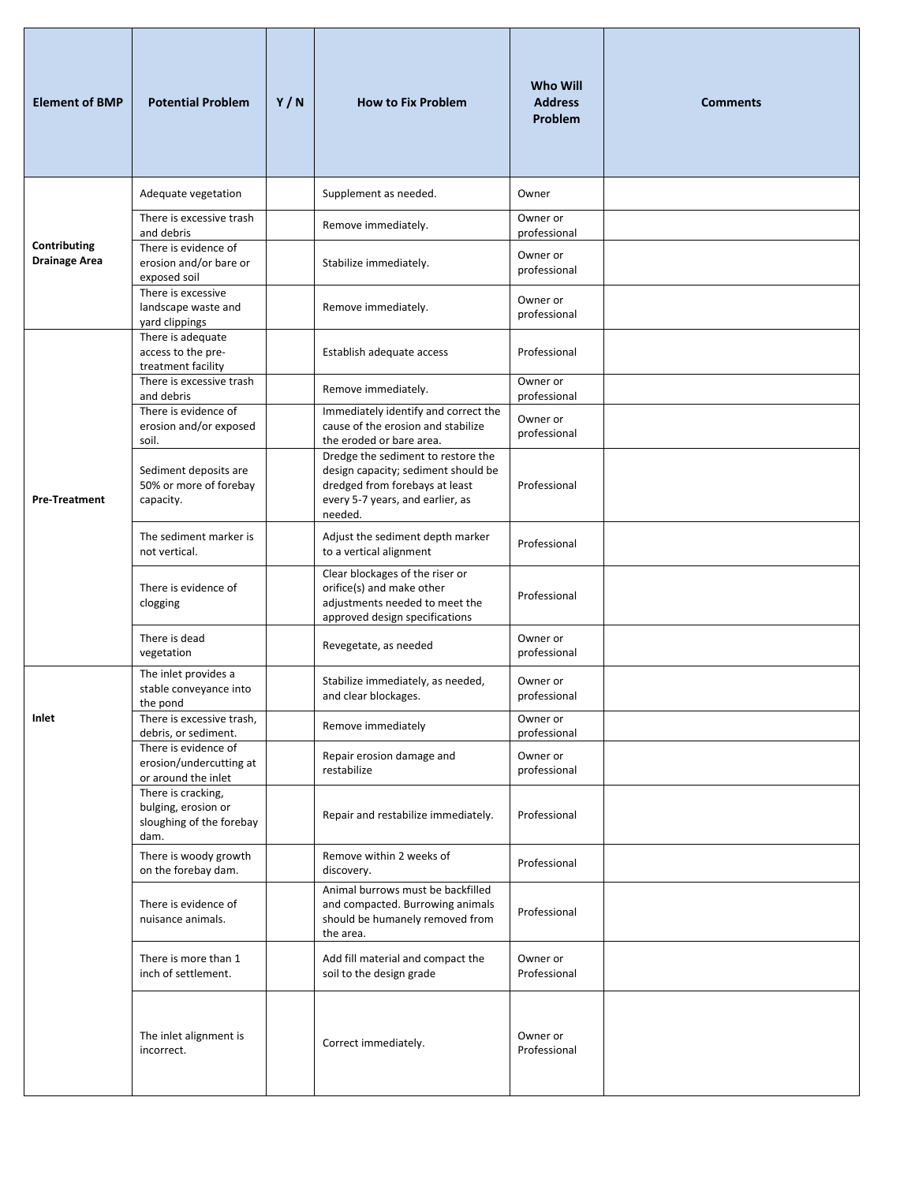| Element of BMP | Potential Problem | Y / N | How to Fix Problem | Who Will Address Problem | Comments |
| --- | --- | --- | --- | --- | --- |
| Contributing Drainage Area | Adequate vegetation | | Supplement as needed. | Owner | |
| | There is excessive trash and debris | | Remove immediately. | Owner or professional | |
| | There is evidence of erosion and/or bare or exposed soil | | Stabilize immediately. | Owner or professional | |
| | There is excessive landscape waste and yard clippings | | Remove immediately. | Owner or professional | |
| Pre-Treatment | There is adequate access to the pre-treatment facility | | Establish adequate access | Professional | |
| | There is excessive trash and debris | | Remove immediately. | Owner or professional | |
| | There is evidence of erosion and/or exposed soil. | | Immediately identify and correct the cause of the erosion and stabilize the eroded or bare area. | Owner or professional | |
| | Sediment deposits are 50% or more of forebay capacity. | | Dredge the sediment to restore the design capacity; sediment should be dredged from forebays at least every 5-7 years, and earlier, as needed. | Professional | |
| | The sediment marker is not vertical. | | Adjust the sediment depth marker to a vertical alignment | Professional | |
| | There is evidence of clogging | | Clear blockages of the riser or orifice(s) and make other adjustments needed to meet the approved design specifications | Professional | |
| | There is dead vegetation | | Revegetate, as needed | Owner or professional | |
| Inlet | The inlet provides a stable conveyance into the pond | | Stabilize immediately, as needed, and clear blockages. | Owner or professional | |
| | There is excessive trash, debris, or sediment. | | Remove immediately | Owner or professional | |
| | There is evidence of erosion/undercutting at or around the inlet | | Repair erosion damage and restabilize | Owner or professional | |
| | There is cracking, bulging, erosion or sloughing of the forebay dam. | | Repair and restabilize immediately. | Professional | |
| | There is woody growth on the forebay dam. | | Remove within 2 weeks of discovery. | Professional | |
| | There is evidence of nuisance animals. | | Animal burrows must be backfilled and compacted. Burrowing animals should be humanely removed from the area. | Professional | |
| | There is more than 1 inch of settlement. | | Add fill material and compact the soil to the design grade | Owner or Professional | |
| | The inlet alignment is incorrect. | | Correct immediately. | Owner or Professional | |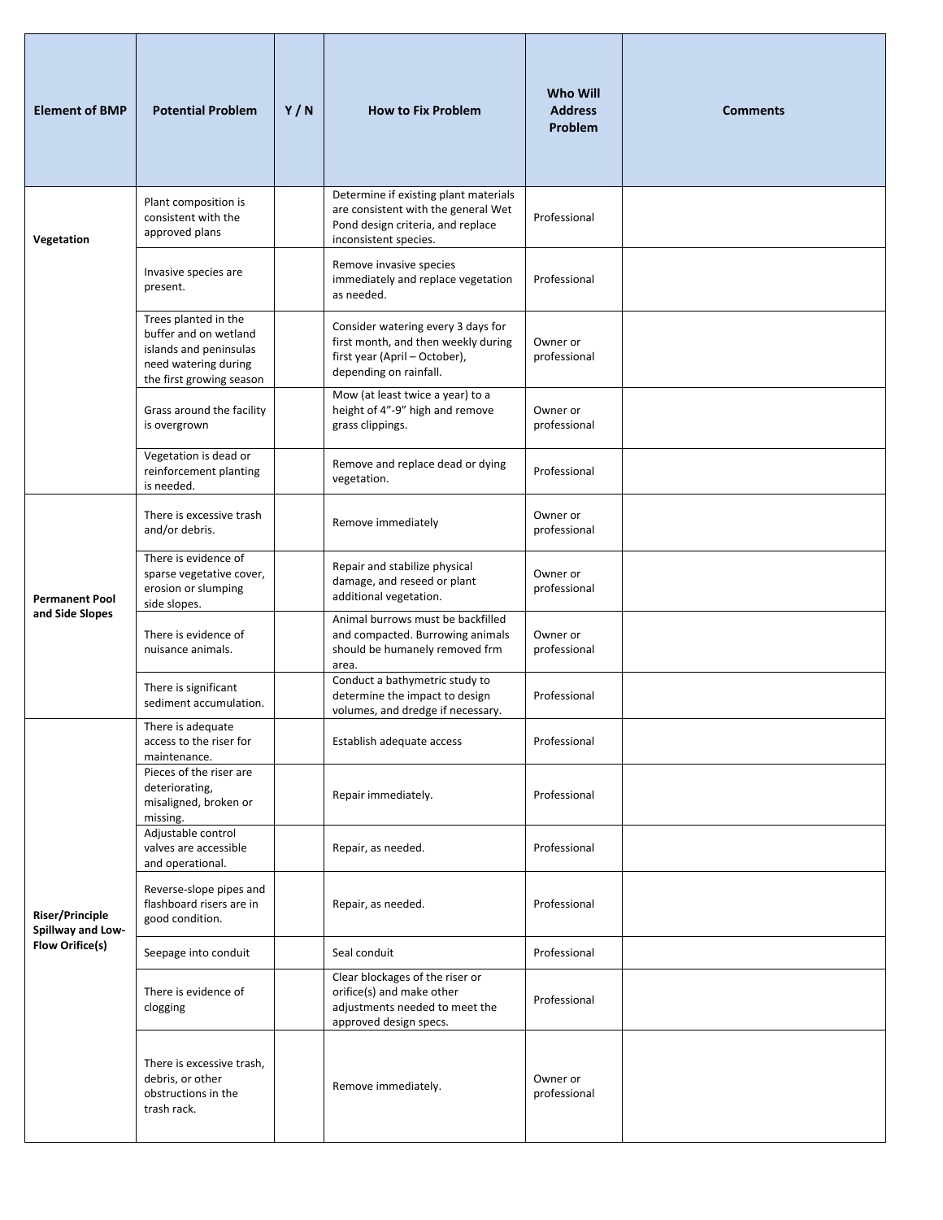| Element of BMP | Potential Problem | Y / N | How to Fix Problem | Who Will Address Problem | Comments |
|---|---|---|---|---|---|
| Vegetation | Plant composition is consistent with the approved plans | | Determine if existing plant materials are consistent with the general Wet Pond design criteria, and replace inconsistent species. | Professional | |
| | Invasive species are present. | | Remove invasive species immediately and replace vegetation as needed. | Professional | |
| | Trees planted in the buffer and on wetland islands and peninsulas need watering during the first growing season | | Consider watering every 3 days for first month, and then weekly during first year (April – October), depending on rainfall. | Owner or professional | |
| | Grass around the facility is overgrown | | Mow (at least twice a year) to a height of 4”-9” high and remove grass clippings. | Owner or professional | |
| | Vegetation is dead or reinforcement planting is needed. | | Remove and replace dead or dying vegetation. | Professional | |
| Permanent Pool and Side Slopes | There is excessive trash and/or debris. | | Remove immediately | Owner or professional | |
| | There is evidence of sparse vegetative cover, erosion or slumping side slopes. | | Repair and stabilize physical damage, and reseed or plant additional vegetation. | Owner or professional | |
| | There is evidence of nuisance animals. | | Animal burrows must be backfilled and compacted. Burrowing animals should be humanely removed frm area. | Owner or professional | |
| | There is significant sediment accumulation. | | Conduct a bathymetric study to determine the impact to design volumes, and dredge if necessary. | Professional | |
| Riser/Principle Spillway and Low-Flow Orifice(s) | There is adequate access to the riser for maintenance. | | Establish adequate access | Professional | |
| | Pieces of the riser are deteriorating, misaligned, broken or missing. | | Repair immediately. | Professional | |
| | Adjustable control valves are accessible and operational. | | Repair, as needed. | Professional | |
| | Reverse-slope pipes and flashboard risers are in good condition. | | Repair, as needed. | Professional | |
| | Seepage into conduit | | Seal conduit | Professional | |
| | There is evidence of clogging | | Clear blockages of the riser or orifice(s) and make other adjustments needed to meet the approved design specs. | Professional | |
| | There is excessive trash, debris, or other obstructions in the trash rack. | | Remove immediately. | Owner or professional | |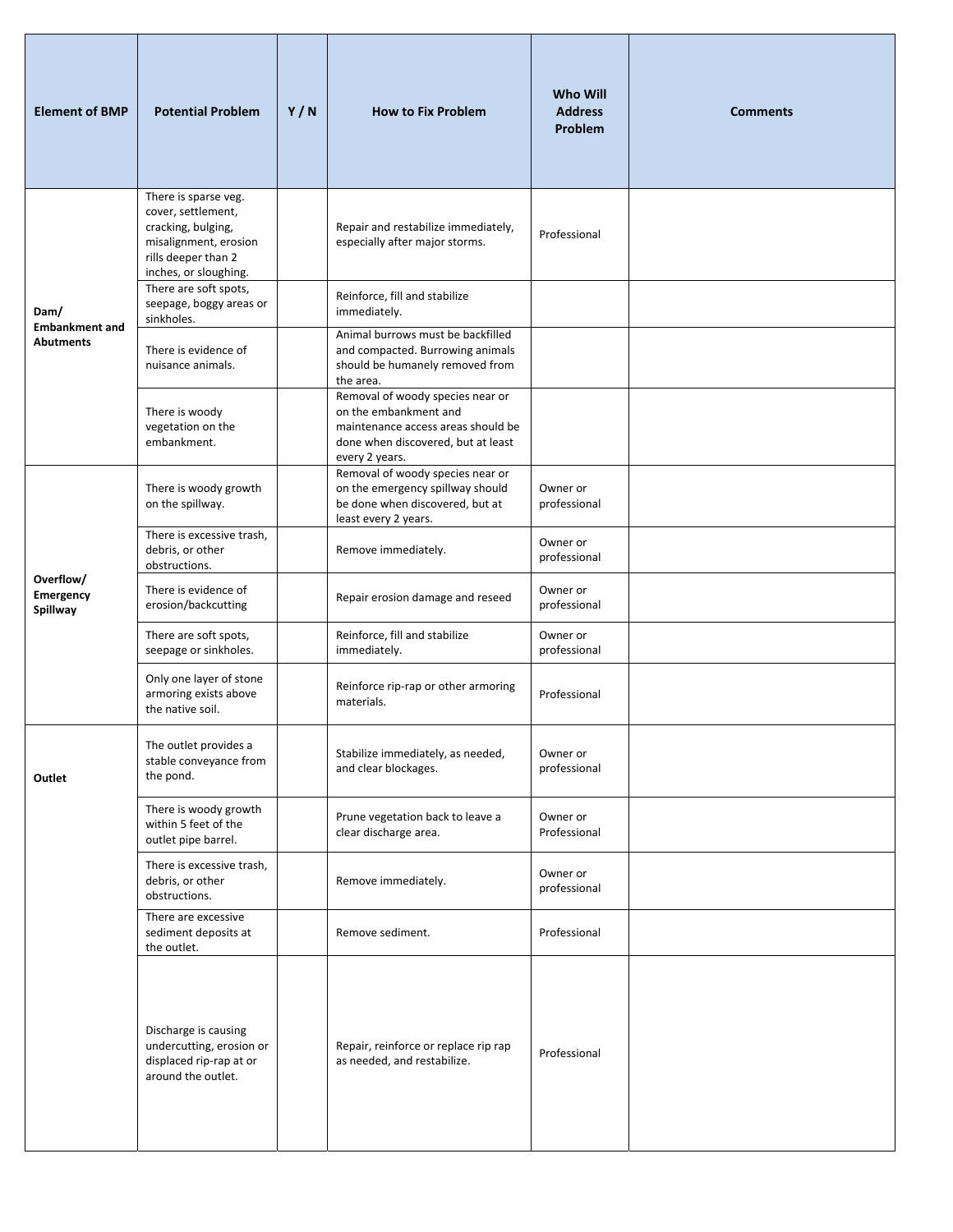| Element of BMP | Potential Problem | Y / N | How to Fix Problem | Who Will Address Problem | Comments |
|---|---|---|---|---|---|
| **Dam/ Embankment and Abutments** | There is sparse veg. cover, settlement, cracking, bulging, misalignment, erosion rills deeper than 2 inches, or sloughing. | | Repair and restabilize immediately, especially after major storms. | Professional | |
| | There are soft spots, seepage, boggy areas or sinkholes. | | Reinforce, fill and stabilize immediately. | | |
| | There is evidence of nuisance animals. | | Animal burrows must be backfilled and compacted. Burrowing animals should be humanely removed from the area. | | |
| | There is woody vegetation on the embankment. | | Removal of woody species near or on the embankment and maintenance access areas should be done when discovered, but at least every 2 years. | | |
| **Overflow/ Emergency Spillway** | There is woody growth on the spillway. | | Removal of woody species near or on the emergency spillway should be done when discovered, but at least every 2 years. | Owner or professional | |
| | There is excessive trash, debris, or other obstructions. | | Remove immediately. | Owner or professional | |
| | There is evidence of erosion/backcutting | | Repair erosion damage and reseed | Owner or professional | |
| | There are soft spots, seepage or sinkholes. | | Reinforce, fill and stabilize immediately. | Owner or professional | |
| | Only one layer of stone armoring exists above the native soil. | | Reinforce rip-rap or other armoring materials. | Professional | |
| **Outlet** | The outlet provides a stable conveyance from the pond. | | Stabilize immediately, as needed, and clear blockages. | Owner or professional | |
| | There is woody growth within 5 feet of the outlet pipe barrel. | | Prune vegetation back to leave a clear discharge area. | Owner or Professional | |
| | There is excessive trash, debris, or other obstructions. | | Remove immediately. | Owner or professional | |
| | There are excessive sediment deposits at the outlet. | | Remove sediment. | Professional | |
| | Discharge is causing undercutting, erosion or displaced rip-rap at or around the outlet. | | Repair, reinforce or replace rip rap as needed, and restabilize. | Professional | |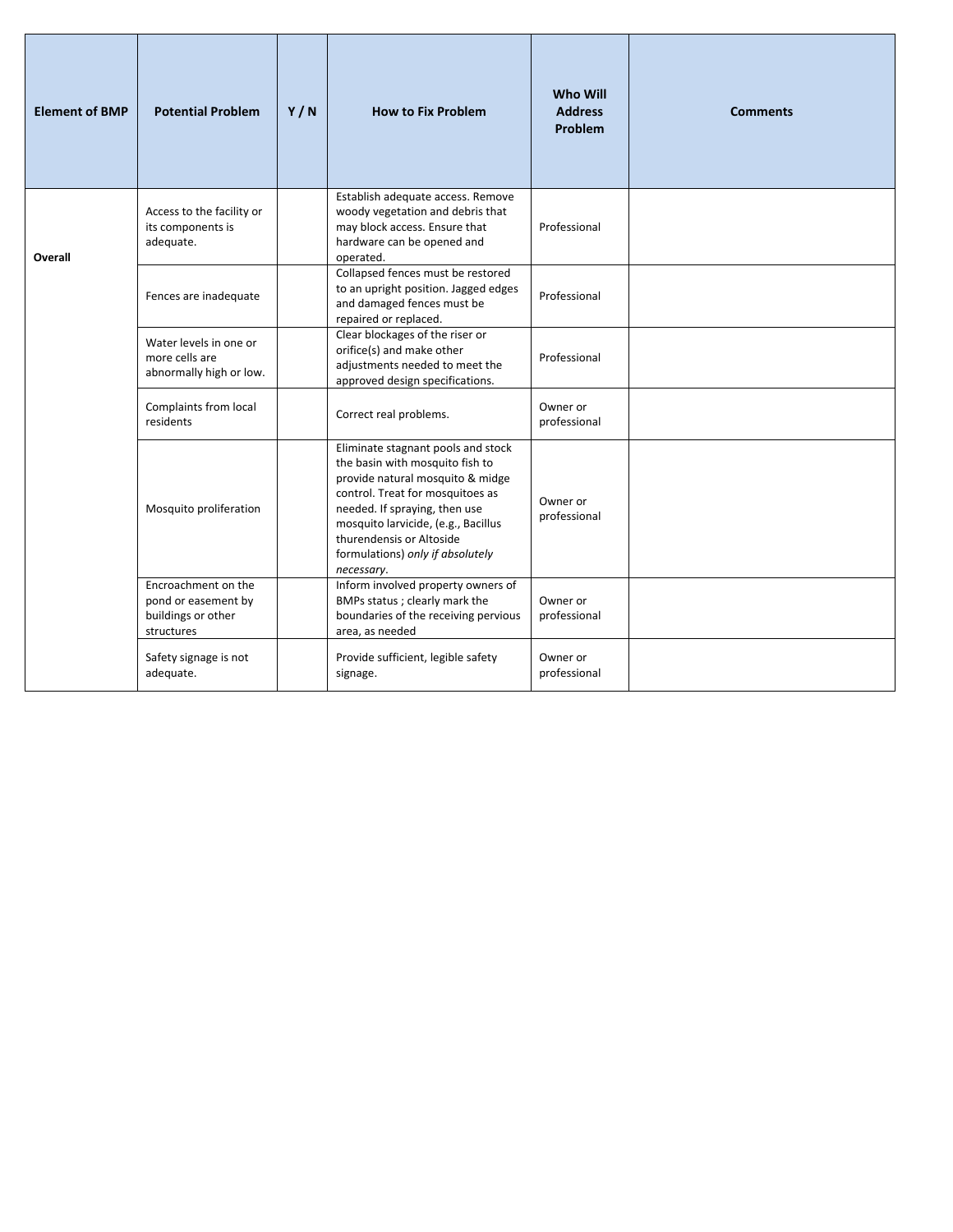| Element of BMP | Potential Problem | Y / N | How to Fix Problem | Who Will Address Problem | Comments |
|---|---|---|---|---|---|
| **Overall** | Access to the facility or its components is adequate. | | Establish adequate access. Remove woody vegetation and debris that may block access. Ensure that hardware can be opened and operated. | Professional | |
| | Fences are inadequate | | Collapsed fences must be restored to an upright position. Jagged edges and damaged fences must be repaired or replaced. | Professional | |
| | Water levels in one or more cells are abnormally high or low. | | Clear blockages of the riser or orifice(s) and make other adjustments needed to meet the approved design specifications. | Professional | |
| | Complaints from local residents | | Correct real problems. | Owner or professional | |
| | Mosquito proliferation | | Eliminate stagnant pools and stock the basin with mosquito fish to provide natural mosquito & midge control. Treat for mosquitoes as needed. If spraying, then use mosquito larvicide, (e.g., Bacillus thurendensis or Altoside formulations) *only if absolutely necessary*. | Owner or professional | |
| | Encroachment on the pond or easement by buildings or other structures | | Inform involved property owners of BMPs status ; clearly mark the boundaries of the receiving pervious area, as needed | Owner or professional | |
| | Safety signage is not adequate. | | Provide sufficient, legible safety signage. | Owner or professional | |